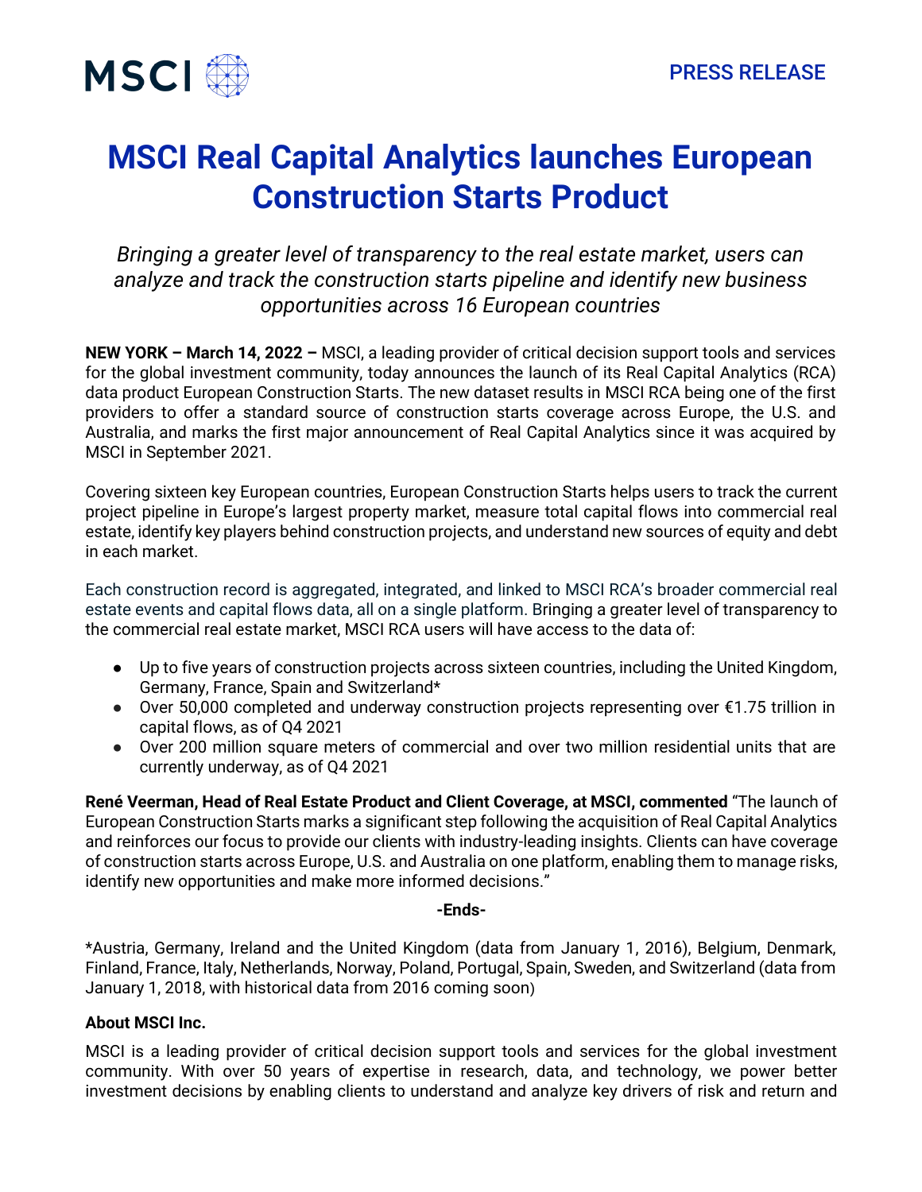PRESS RELEASE

# MSCI Real Capital Analytics launches European Construction Starts Product

*Bringing a greater level of transparency to the real estate market, users can analyze and track the construction starts pipeline and identify new business opportunities across 16 European countries*

**NEW YORK – March 14, 2022 –** MSCI, a leading provider of critical decision support tools and services for the global investment community, today announces the launch of its Real Capital Analytics (RCA) data product European Construction Starts. The new dataset results in MSCI RCA being one of the first providers to offer a standard source of construction starts coverage across Europe, the U.S. and Australia, and marks the first major announcement of Real Capital Analytics since it was acquired by MSCI in September 2021.

Covering sixteen key European countries, European Construction Starts helps users to track the current project pipeline in Europe's largest property market, measure total capital flows into commercial real estate, identify key players behind construction projects, and understand new sources of equity and debt in each market.

Each construction record is aggregated, integrated, and linked to MSCI RCA's broader commercial real estate events and capital flows data, all on a single platform. Bringing a greater level of transparency to the commercial real estate market, MSCI RCA users will have access to the data of:

- Up to five years of construction projects across sixteen countries, including the United Kingdom, Germany, France, Spain and Switzerland*
- Over 50,000 completed and underway construction projects representing over €1.75 trillion in capital flows, as of Q4 2021
- Over 200 million square meters of commercial and over two million residential units that are currently underway, as of Q4 2021

**René Veerman, Head of Real Estate Product and Client Coverage, at MSCI, commented** "The launch of European Construction Starts marks a significant step following the acquisition of Real Capital Analytics and reinforces our focus to provide our clients with industry-leading insights. Clients can have coverage of construction starts across Europe, U.S. and Australia on one platform, enabling them to manage risks, identify new opportunities and make more informed decisions."

**-Ends-**

*Austria, Germany, Ireland and the United Kingdom (data from January 1, 2016), Belgium, Denmark, Finland, France, Italy, Netherlands, Norway, Poland, Portugal, Spain, Sweden, and Switzerland (data from January 1, 2018, with historical data from 2016 coming soon)

**About MSCI Inc.**

MSCI is a leading provider of critical decision support tools and services for the global investment community. With over 50 years of expertise in research, data, and technology, we power better investment decisions by enabling clients to understand and analyze key drivers of risk and return and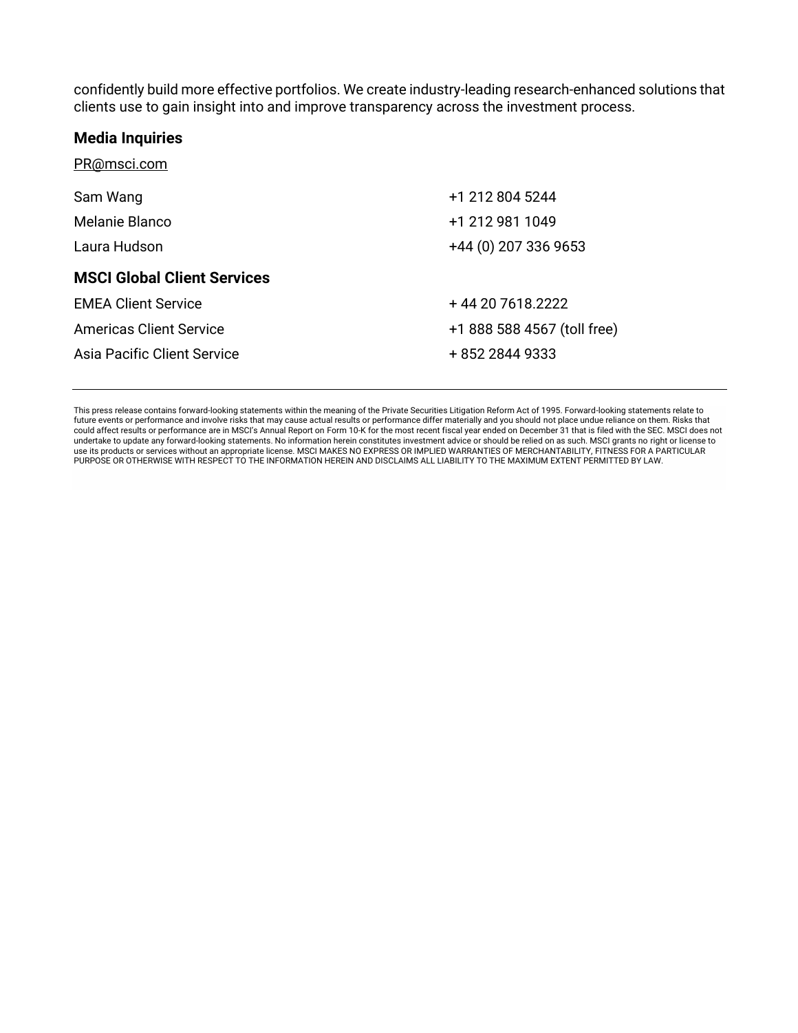confidently build more effective portfolios. We create industry-leading research-enhanced solutions that clients use to gain insight into and improve transparency across the investment process.

### Media Inquiries

PR@msci.com

| | |
|---|---|
| Sam Wang | +1 212 804 5244 |
| Melanie Blanco | +1 212 981 1049 |
| Laura Hudson | +44 (0) 207 336 9653 |

### MSCI Global Client Services

| | |
|---|---|
| EMEA Client Service | + 44 20 7618.2222 |
| Americas Client Service | +1 888 588 4567 (toll free) |
| Asia Pacific Client Service | + 852 2844 9333 |

---

This press release contains forward-looking statements within the meaning of the Private Securities Litigation Reform Act of 1995. Forward-looking statements relate to future events or performance and involve risks that may cause actual results or performance differ materially and you should not place undue reliance on them. Risks that could affect results or performance are in MSCI's Annual Report on Form 10-K for the most recent fiscal year ended on December 31 that is filed with the SEC. MSCI does not undertake to update any forward-looking statements. No information herein constitutes investment advice or should be relied on as such. MSCI grants no right or license to use its products or services without an appropriate license. MSCI MAKES NO EXPRESS OR IMPLIED WARRANTIES OF MERCHANTABILITY, FITNESS FOR A PARTICULAR PURPOSE OR OTHERWISE WITH RESPECT TO THE INFORMATION HEREIN AND DISCLAIMS ALL LIABILITY TO THE MAXIMUM EXTENT PERMITTED BY LAW.